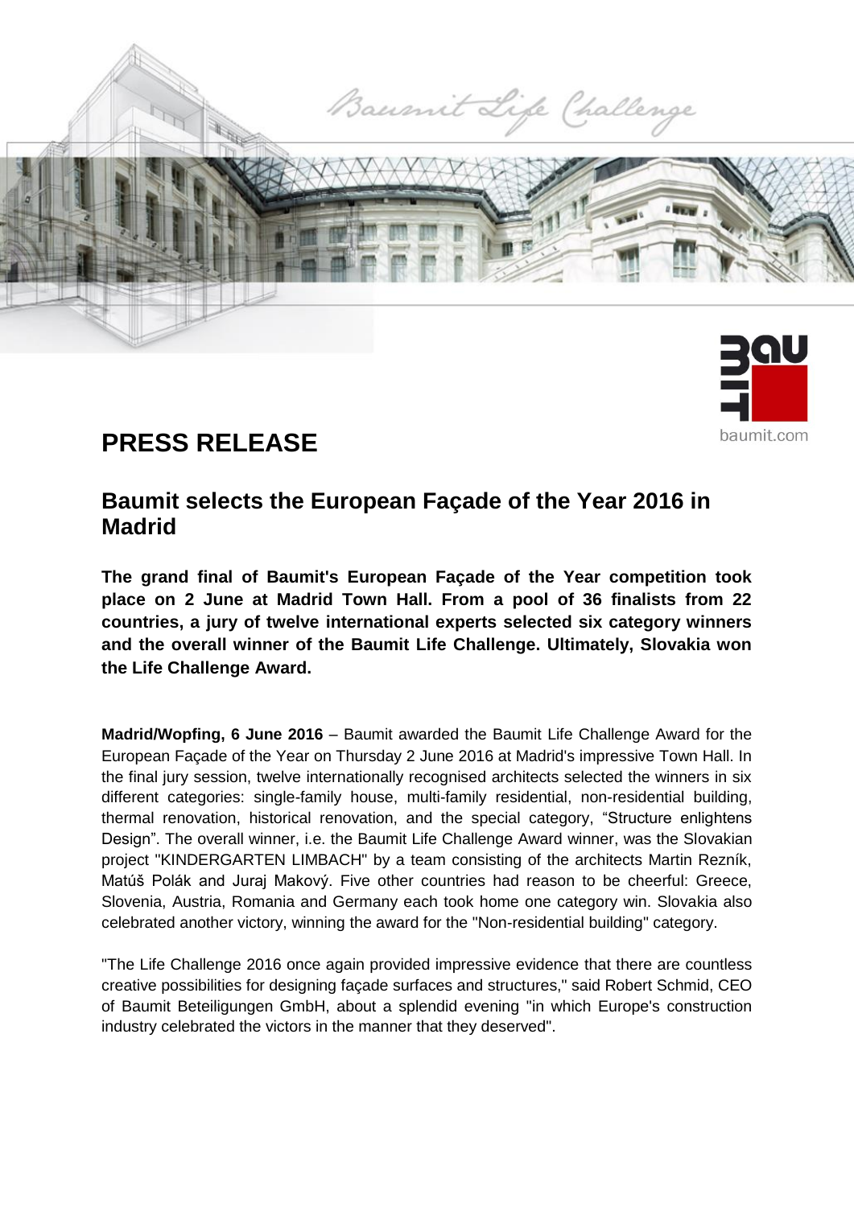# PRESS RELEASE

## Baumit selects the European Façade of the Year 2016 in Madrid

**The grand final of Baumit's European Façade of the Year competition took place on 2 June at Madrid Town Hall. From a pool of 36 finalists from 22 countries, a jury of twelve international experts selected six category winners and the overall winner of the Baumit Life Challenge. Ultimately, Slovakia won the Life Challenge Award.**

**Madrid/Wopfing, 6 June 2016** – Baumit awarded the Baumit Life Challenge Award for the European Façade of the Year on Thursday 2 June 2016 at Madrid's impressive Town Hall. In the final jury session, twelve internationally recognised architects selected the winners in six different categories: single-family house, multi-family residential, non-residential building, thermal renovation, historical renovation, and the special category, "Structure enlightens Design". The overall winner, i.e. the Baumit Life Challenge Award winner, was the Slovakian project "KINDERGARTEN LIMBACH" by a team consisting of the architects Martin Rezník, Matúš Polák and Juraj Makový. Five other countries had reason to be cheerful: Greece, Slovenia, Austria, Romania and Germany each took home one category win. Slovakia also celebrated another victory, winning the award for the "Non-residential building" category.

"The Life Challenge 2016 once again provided impressive evidence that there are countless creative possibilities for designing façade surfaces and structures," said Robert Schmid, CEO of Baumit Beteiligungen GmbH, about a splendid evening "in which Europe's construction industry celebrated the victors in the manner that they deserved".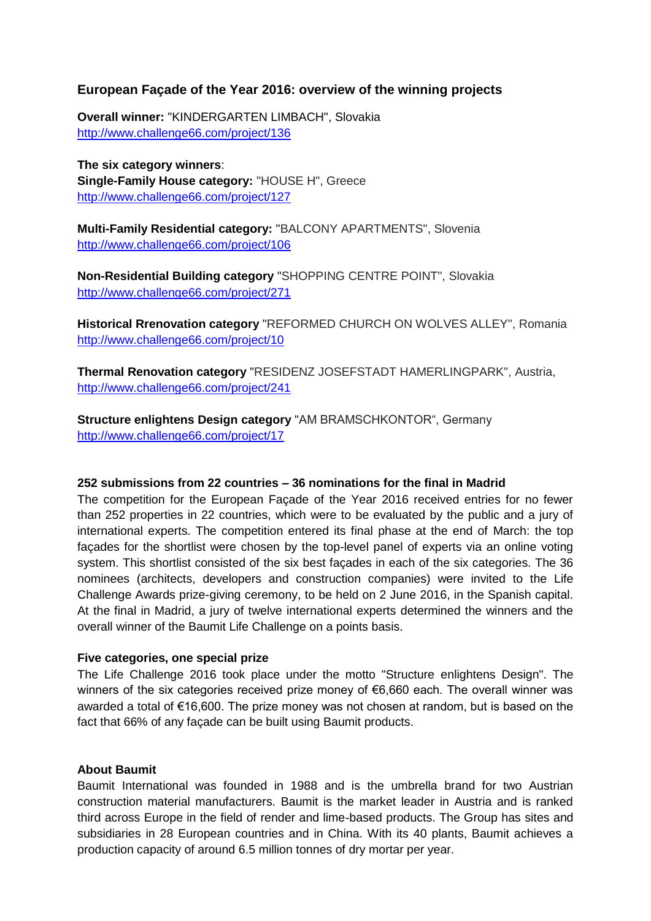## European Façade of the Year 2016: overview of the winning projects

**Overall winner:** "KINDERGARTEN LIMBACH", Slovakia
http://www.challenge66.com/project/136

**The six category winners**:
**Single-Family House category:** "HOUSE H", Greece
http://www.challenge66.com/project/127

**Multi-Family Residential category:** "BALCONY APARTMENTS", Slovenia
http://www.challenge66.com/project/106

**Non-Residential Building category** "SHOPPING CENTRE POINT", Slovakia
http://www.challenge66.com/project/271

**Historical Rrenovation category** "REFORMED CHURCH ON WOLVES ALLEY", Romania
http://www.challenge66.com/project/10

**Thermal Renovation category** "RESIDENZ JOSEFSTADT HAMERLINGPARK", Austria,
http://www.challenge66.com/project/241

**Structure enlightens Design category** "AM BRAMSCHKONTOR", Germany
http://www.challenge66.com/project/17

**252 submissions from 22 countries – 36 nominations for the final in Madrid**

The competition for the European Façade of the Year 2016 received entries for no fewer than 252 properties in 22 countries, which were to be evaluated by the public and a jury of international experts. The competition entered its final phase at the end of March: the top façades for the shortlist were chosen by the top-level panel of experts via an online voting system. This shortlist consisted of the six best façades in each of the six categories. The 36 nominees (architects, developers and construction companies) were invited to the Life Challenge Awards prize-giving ceremony, to be held on 2 June 2016, in the Spanish capital. At the final in Madrid, a jury of twelve international experts determined the winners and the overall winner of the Baumit Life Challenge on a points basis.

**Five categories, one special prize**

The Life Challenge 2016 took place under the motto "Structure enlightens Design". The winners of the six categories received prize money of €6,660 each. The overall winner was awarded a total of €16,600. The prize money was not chosen at random, but is based on the fact that 66% of any façade can be built using Baumit products.

**About Baumit**

Baumit International was founded in 1988 and is the umbrella brand for two Austrian construction material manufacturers. Baumit is the market leader in Austria and is ranked third across Europe in the field of render and lime-based products. The Group has sites and subsidiaries in 28 European countries and in China. With its 40 plants, Baumit achieves a production capacity of around 6.5 million tonnes of dry mortar per year.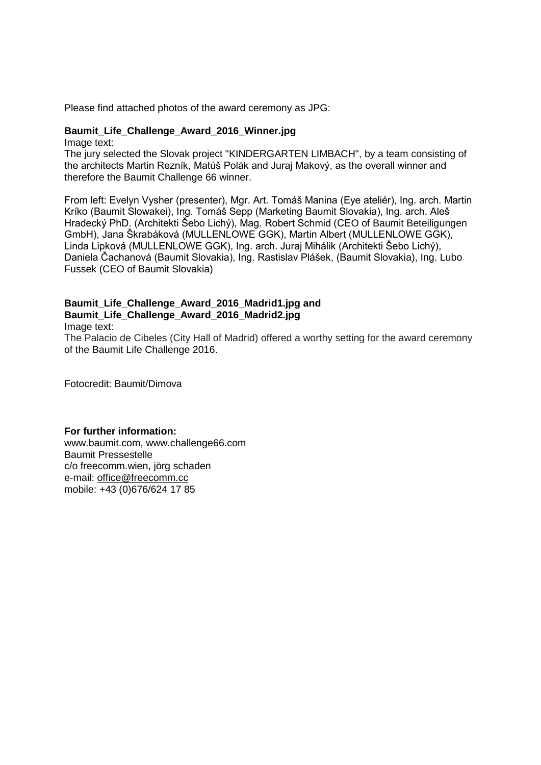Please find attached photos of the award ceremony as JPG:

**Baumit_Life_Challenge_Award_2016_Winner.jpg**
Image text:
The jury selected the Slovak project "KINDERGARTEN LIMBACH", by a team consisting of the architects Martin Rezník, Matúš Polák and Juraj Makový, as the overall winner and therefore the Baumit Challenge 66 winner.

From left: Evelyn Vysher (presenter), Mgr. Art. Tomáš Manina (Eye ateliér), Ing. arch. Martin Kríko (Baumit Slowakei), Ing. Tomáš Sepp (Marketing Baumit Slovakia), Ing. arch. Aleš Hradecký PhD. (Architekti Šebo Lichý), Mag. Robert Schmid (CEO of Baumit Beteiligungen GmbH), Jana Škrabáková (MULLENLOWE GGK), Martin Albert (MULLENLOWE GGK), Linda Lipková (MULLENLOWE GGK), Ing. arch. Juraj Mihálik (Architekti Šebo Lichý), Daniela Čachanová (Baumit Slovakia), Ing. Rastislav Plášek, (Baumit Slovakia), Ing. Lubo Fussek (CEO of Baumit Slovakia)

**Baumit_Life_Challenge_Award_2016_Madrid1.jpg and Baumit_Life_Challenge_Award_2016_Madrid2.jpg**
Image text:
The Palacio de Cibeles (City Hall of Madrid) offered a worthy setting for the award ceremony of the Baumit Life Challenge 2016.

Fotocredit: Baumit/Dimova

**For further information:**
www.baumit.com, www.challenge66.com
Baumit Pressestelle
c/o freecomm.wien, jörg schaden
e-mail: office@freecomm.cc
mobile: +43 (0)676/624 17 85